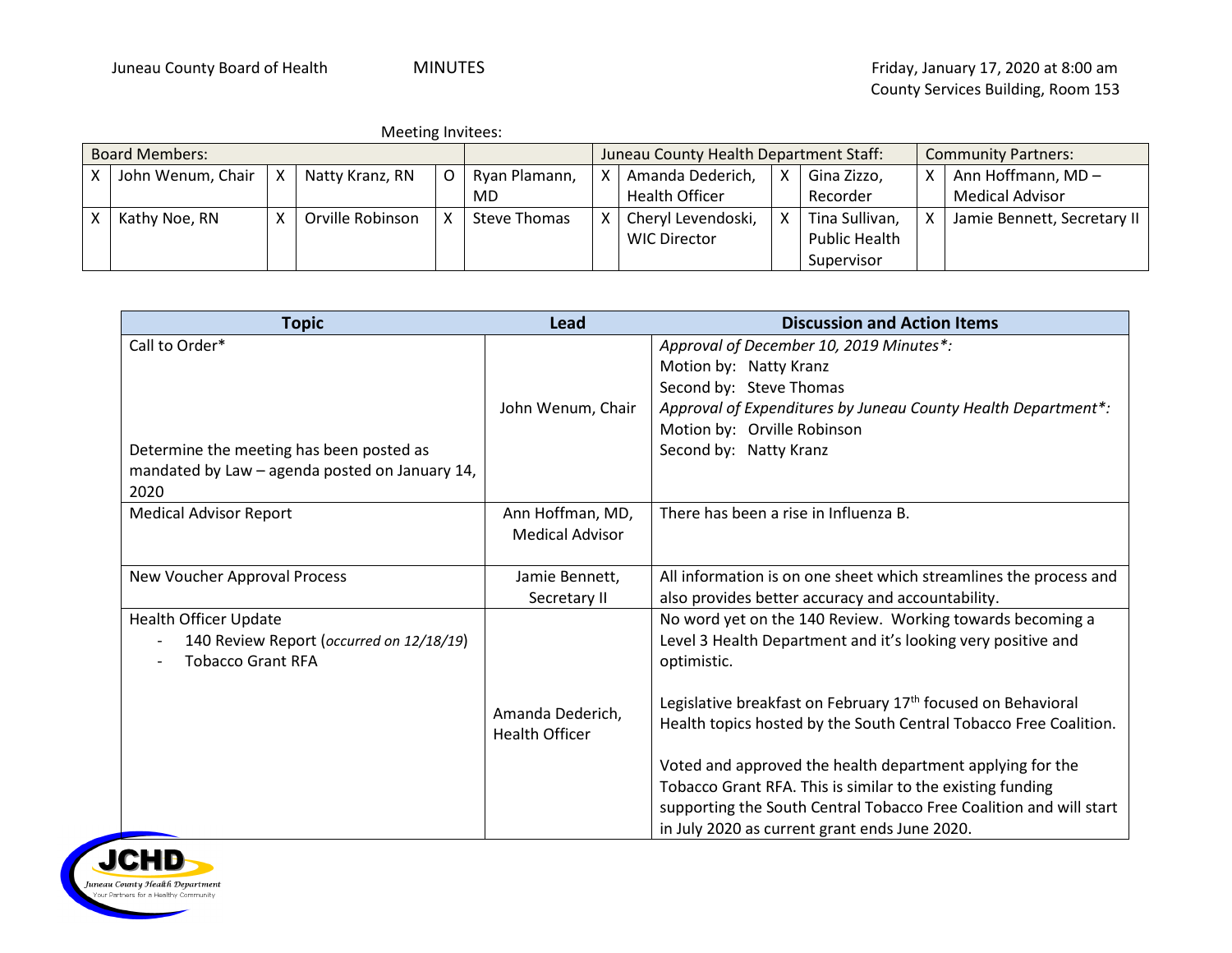Juneau County Board of Health

MINUTES

Friday, January 17, 2020 at 8:00 am
County Services Building, Room 153

Meeting Invitees:

| Board Members: | | | | | | | Juneau County Health Department Staff: | | | Community Partners: | |
|---|---|---|---|---|---|---|---|---|---|---|---|
| X | John Wenum, Chair | X | Natty Kranz, RN | O | Ryan Plamann, MD | X | Amanda Dederich, Health Officer | X | Gina Zizzo, Recorder | X | Ann Hoffmann, MD – Medical Advisor |
| X | Kathy Noe, RN | X | Orville Robinson | X | Steve Thomas | X | Cheryl Levendoski, WIC Director | X | Tina Sullivan, Public Health Supervisor | X | Jamie Bennett, Secretary II |

| Topic | Lead | Discussion and Action Items |
|---|---|---|
| Call to Order*<br><br>Determine the meeting has been posted as mandated by Law – agenda posted on January 14, 2020 | John Wenum, Chair | *Approval of December 10, 2019 Minutes*:*<br>Motion by: Natty Kranz<br>Second by: Steve Thomas<br>*Approval of Expenditures by Juneau County Health Department*:*<br>Motion by: Orville Robinson<br>Second by: Natty Kranz |
| Medical Advisor Report | Ann Hoffman, MD, Medical Advisor | There has been a rise in Influenza B. |
| New Voucher Approval Process | Jamie Bennett, Secretary II | All information is on one sheet which streamlines the process and also provides better accuracy and accountability. |
| Health Officer Update<br>- 140 Review Report (*occurred on 12/18/19*)<br>- Tobacco Grant RFA | Amanda Dederich, Health Officer | No word yet on the 140 Review. Working towards becoming a Level 3 Health Department and it's looking very positive and optimistic.<br><br>Legislative breakfast on February 17th focused on Behavioral Health topics hosted by the South Central Tobacco Free Coalition.<br><br>Voted and approved the health department applying for the Tobacco Grant RFA. This is similar to the existing funding supporting the South Central Tobacco Free Coalition and will start in July 2020 as current grant ends June 2020. |

JCHD
Juneau County Health Department
Your Partners for a Healthy Community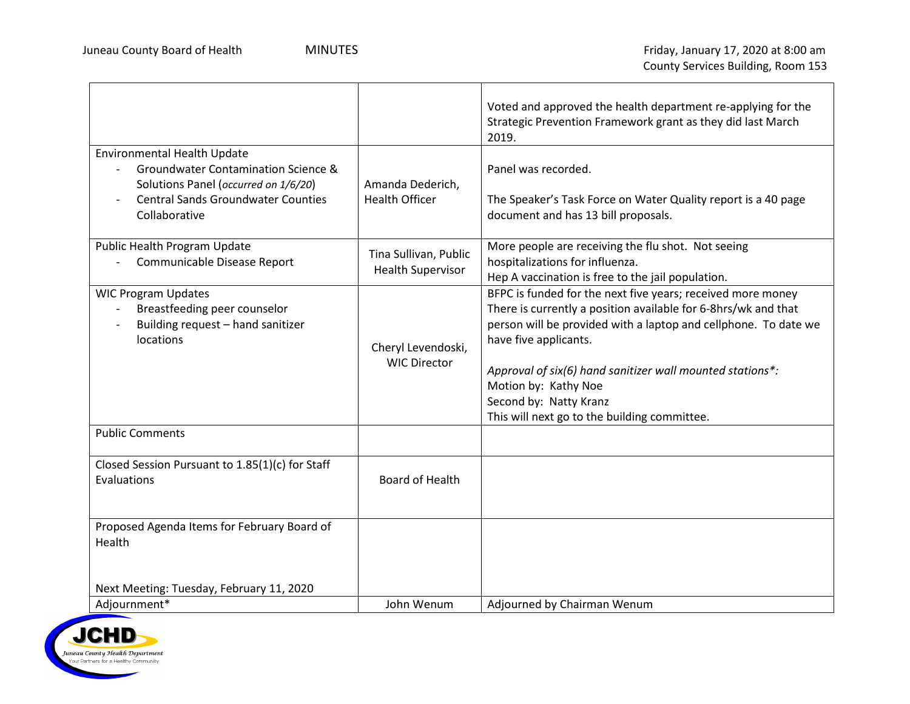Juneau County Board of Health MINUTES Friday, January 17, 2020 at 8:00 am
County Services Building, Room 153

| | | |
|---|---|---|
| | | Voted and approved the health department re-applying for the Strategic Prevention Framework grant as they did last March 2019. |
| Environmental Health Update<br>- Groundwater Contamination Science & Solutions Panel (*occurred on 1/6/20*)<br>- Central Sands Groundwater Counties Collaborative | Amanda Dederich, Health Officer | Panel was recorded.<br><br>The Speaker's Task Force on Water Quality report is a 40 page document and has 13 bill proposals. |
| Public Health Program Update<br>- Communicable Disease Report | Tina Sullivan, Public Health Supervisor | More people are receiving the flu shot. Not seeing hospitalizations for influenza.<br>Hep A vaccination is free to the jail population. |
| WIC Program Updates<br>- Breastfeeding peer counselor<br>- Building request – hand sanitizer locations | Cheryl Levendoski, WIC Director | BFPC is funded for the next five years; received more money There is currently a position available for 6-8hrs/wk and that person will be provided with a laptop and cellphone. To date we have five applicants.<br><br>*Approval of six(6) hand sanitizer wall mounted stations*:*<br>Motion by: Kathy Noe<br>Second by: Natty Kranz<br>This will next go to the building committee. |
| Public Comments | | |
| Closed Session Pursuant to 1.85(1)(c) for Staff Evaluations | Board of Health | |
| Proposed Agenda Items for February Board of Health<br><br>Next Meeting: Tuesday, February 11, 2020 | | |
| Adjournment* | John Wenum | Adjourned by Chairman Wenum |

JCHD
Juneau County Health Department
Your Partners for a Healthy Community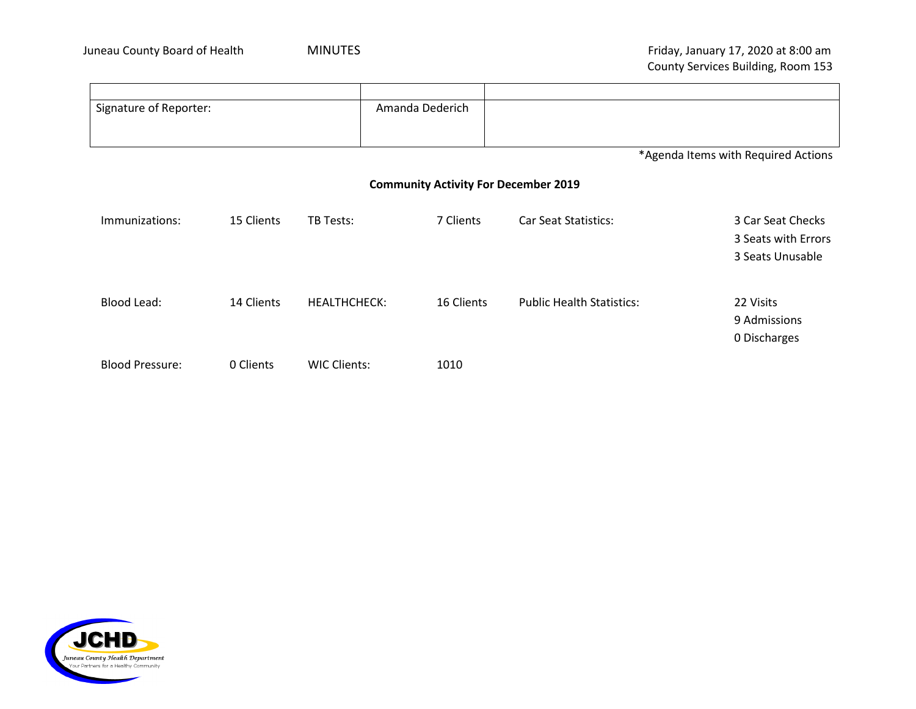| | | |
|---|---|---|
| Signature of Reporter: | Amanda Dederich | |

*Agenda Items with Required Actions

**Community Activity For December 2019**

| | | | | | |
|---|---|---|---|---|---|
| Immunizations: | 15 Clients | TB Tests: | 7 Clients | Car Seat Statistics: | 3 Car Seat Checks<br>3 Seats with Errors<br>3 Seats Unusable |
| Blood Lead: | 14 Clients | HEALTHCHECK: | 16 Clients | Public Health Statistics: | 22 Visits<br>9 Admissions<br>0 Discharges |
| Blood Pressure: | 0 Clients | WIC Clients: | 1010 | | |

JCHD
Juneau County Health Department
Your Partners for a Healthy Community